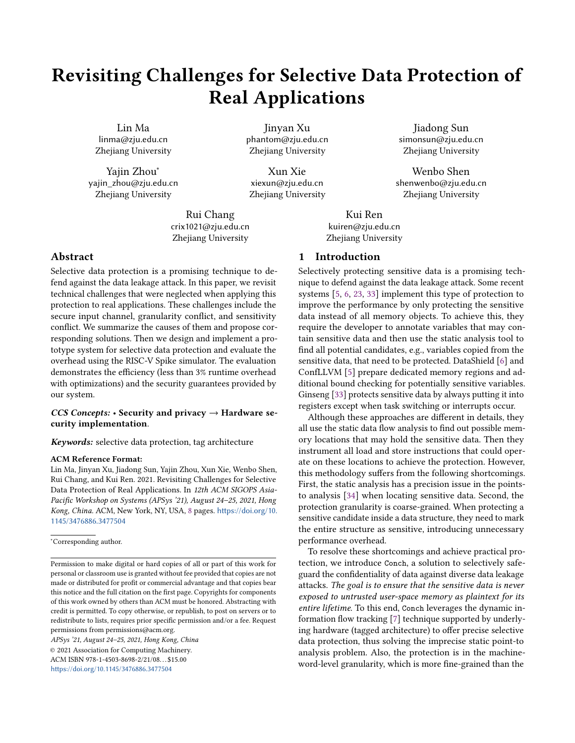# Revisiting Challenges for Selective Data Protection of Real Applications

Lin Ma
linma@zju.edu.cn
Zhejiang University

Jinyan Xu
phantom@zju.edu.cn
Zhejiang University

Jiadong Sun
simonsun@zju.edu.cn
Zhejiang University

Yajin Zhou*
yajin_zhou@zju.edu.cn
Zhejiang University

Xun Xie
xiexun@zju.edu.cn
Zhejiang University

Wenbo Shen
shenwenbo@zju.edu.cn
Zhejiang University

Rui Chang
crix1021@zju.edu.cn
Zhejiang University

Kui Ren
kuiren@zju.edu.cn
Zhejiang University

## Abstract

Selective data protection is a promising technique to defend against the data leakage attack. In this paper, we revisit technical challenges that were neglected when applying this protection to real applications. These challenges include the secure input channel, granularity conflict, and sensitivity conflict. We summarize the causes of them and propose corresponding solutions. Then we design and implement a prototype system for selective data protection and evaluate the overhead using the RISC-V Spike simulator. The evaluation demonstrates the efficiency (less than 3% runtime overhead with optimizations) and the security guarantees provided by our system.

***CCS Concepts:*** • **Security and privacy** → **Hardware security implementation**.

***Keywords:*** selective data protection, tag architecture

**ACM Reference Format:**
Lin Ma, Jinyan Xu, Jiadong Sun, Yajin Zhou, Xun Xie, Wenbo Shen, Rui Chang, and Kui Ren. 2021. Revisiting Challenges for Selective Data Protection of Real Applications. In *12th ACM SIGOPS Asia-Pacific Workshop on Systems (APSys '21), August 24–25, 2021, Hong Kong, China.* ACM, New York, NY, USA, 8 pages. https://doi.org/10.1145/3476886.3477504

*Corresponding author.

Permission to make digital or hard copies of all or part of this work for personal or classroom use is granted without fee provided that copies are not made or distributed for profit or commercial advantage and that copies bear this notice and the full citation on the first page. Copyrights for components of this work owned by others than ACM must be honored. Abstracting with credit is permitted. To copy otherwise, or republish, to post on servers or to redistribute to lists, requires prior specific permission and/or a fee. Request permissions from permissions@acm.org.
*APSys '21, August 24–25, 2021, Hong Kong, China*
© 2021 Association for Computing Machinery.
ACM ISBN 978-1-4503-8698-2/21/08…$15.00
https://doi.org/10.1145/3476886.3477504

## 1 Introduction

Selectively protecting sensitive data is a promising technique to defend against the data leakage attack. Some recent systems [5, 6, 23, 33] implement this type of protection to improve the performance by only protecting the sensitive data instead of all memory objects. To achieve this, they require the developer to annotate variables that may contain sensitive data and then use the static analysis tool to find all potential candidates, e.g., variables copied from the sensitive data, that need to be protected. DataShield [6] and ConfLLVM [5] prepare dedicated memory regions and additional bound checking for potentially sensitive variables. Ginseng [33] protects sensitive data by always putting it into registers except when task switching or interrupts occur.

Although these approaches are different in details, they all use the static data flow analysis to find out possible memory locations that may hold the sensitive data. Then they instrument all load and store instructions that could operate on these locations to achieve the protection. However, this methodology suffers from the following shortcomings. First, the static analysis has a precision issue in the points-to analysis [34] when locating sensitive data. Second, the protection granularity is coarse-grained. When protecting a sensitive candidate inside a data structure, they need to mark the entire structure as sensitive, introducing unnecessary performance overhead.

To resolve these shortcomings and achieve practical protection, we introduce Conch, a solution to selectively safeguard the confidentiality of data against diverse data leakage attacks. *The goal is to ensure that the sensitive data is never exposed to untrusted user-space memory as plaintext for its entire lifetime.* To this end, Conch leverages the dynamic information flow tracking [7] technique supported by underlying hardware (tagged architecture) to offer precise selective data protection, thus solving the imprecise static point-to analysis problem. Also, the protection is in the machine-word-level granularity, which is more fine-grained than the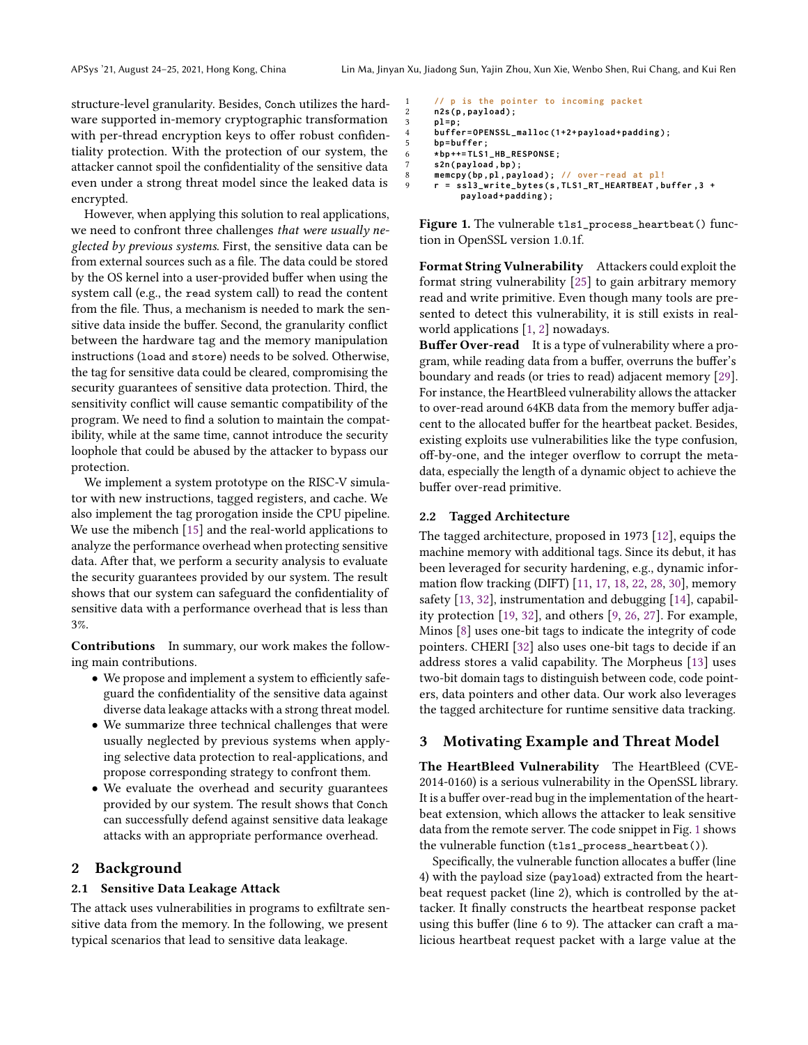structure-level granularity. Besides, Conch utilizes the hardware supported in-memory cryptographic transformation with per-thread encryption keys to offer robust confidentiality protection. With the protection of our system, the attacker cannot spoil the confidentiality of the sensitive data even under a strong threat model since the leaked data is encrypted.

However, when applying this solution to real applications, we need to confront three challenges *that were usually neglected by previous systems*. First, the sensitive data can be from external sources such as a file. The data could be stored by the OS kernel into a user-provided buffer when using the system call (e.g., the `read` system call) to read the content from the file. Thus, a mechanism is needed to mark the sensitive data inside the buffer. Second, the granularity conflict between the hardware tag and the memory manipulation instructions (`load` and `store`) needs to be solved. Otherwise, the tag for sensitive data could be cleared, compromising the security guarantees of sensitive data protection. Third, the sensitivity conflict will cause semantic compatibility of the program. We need to find a solution to maintain the compatibility, while at the same time, cannot introduce the security loophole that could be abused by the attacker to bypass our protection.

We implement a system prototype on the RISC-V simulator with new instructions, tagged registers, and cache. We also implement the tag prorogation inside the CPU pipeline. We use the mibench [15] and the real-world applications to analyze the performance overhead when protecting sensitive data. After that, we perform a security analysis to evaluate the security guarantees provided by our system. The result shows that our system can safeguard the confidentiality of sensitive data with a performance overhead that is less than 3%.

**Contributions** In summary, our work makes the following main contributions.

- We propose and implement a system to efficiently safeguard the confidentiality of the sensitive data against diverse data leakage attacks with a strong threat model.
- We summarize three technical challenges that were usually neglected by previous systems when applying selective data protection to real-applications, and propose corresponding strategy to confront them.
- We evaluate the overhead and security guarantees provided by our system. The result shows that Conch can successfully defend against sensitive data leakage attacks with an appropriate performance overhead.

## 2 Background

### 2.1 Sensitive Data Leakage Attack

The attack uses vulnerabilities in programs to exfiltrate sensitive data from the memory. In the following, we present typical scenarios that lead to sensitive data leakage.

```
1    // p is the pointer to incoming packet
2    n2s(p,payload);
3    pl=p;
4    buffer=OPENSSL_malloc(1+2+payload+padding);
5    bp=buffer;
6    *bp++=TLS1_HB_RESPONSE;
7    s2n(payload,bp);
8    memcpy(bp,pl,payload); // over-read at pl!
9    r = ssl3_write_bytes(s,TLS1_RT_HEARTBEAT,buffer,3 +
         payload+padding);
```

**Figure 1.** The vulnerable `tls1_process_heartbeat()` function in OpenSSL version 1.0.1f.

**Format String Vulnerability** Attackers could exploit the format string vulnerability [25] to gain arbitrary memory read and write primitive. Even though many tools are presented to detect this vulnerability, it is still exists in real-world applications [1, 2] nowadays.

**Buffer Over-read** It is a type of vulnerability where a program, while reading data from a buffer, overruns the buffer's boundary and reads (or tries to read) adjacent memory [29]. For instance, the HeartBleed vulnerability allows the attacker to over-read around 64KB data from the memory buffer adjacent to the allocated buffer for the heartbeat packet. Besides, existing exploits use vulnerabilities like the type confusion, off-by-one, and the integer overflow to corrupt the metadata, especially the length of a dynamic object to achieve the buffer over-read primitive.

### 2.2 Tagged Architecture

The tagged architecture, proposed in 1973 [12], equips the machine memory with additional tags. Since its debut, it has been leveraged for security hardening, e.g., dynamic information flow tracking (DIFT) [11, 17, 18, 22, 28, 30], memory safety [13, 32], instrumentation and debugging [14], capability protection [19, 32], and others [9, 26, 27]. For example, Minos [8] uses one-bit tags to indicate the integrity of code pointers. CHERI [32] also uses one-bit tags to decide if an address stores a valid capability. The Morpheus [13] uses two-bit domain tags to distinguish between code, code pointers, data pointers and other data. Our work also leverages the tagged architecture for runtime sensitive data tracking.

## 3 Motivating Example and Threat Model

**The HeartBleed Vulnerability** The HeartBleed (CVE-2014-0160) is a serious vulnerability in the OpenSSL library. It is a buffer over-read bug in the implementation of the heartbeat extension, which allows the attacker to leak sensitive data from the remote server. The code snippet in Fig. 1 shows the vulnerable function (`tls1_process_heartbeat()`).

Specifically, the vulnerable function allocates a buffer (line 4) with the payload size (`payload`) extracted from the heartbeat request packet (line 2), which is controlled by the attacker. It finally constructs the heartbeat response packet using this buffer (line 6 to 9). The attacker can craft a malicious heartbeat request packet with a large value at the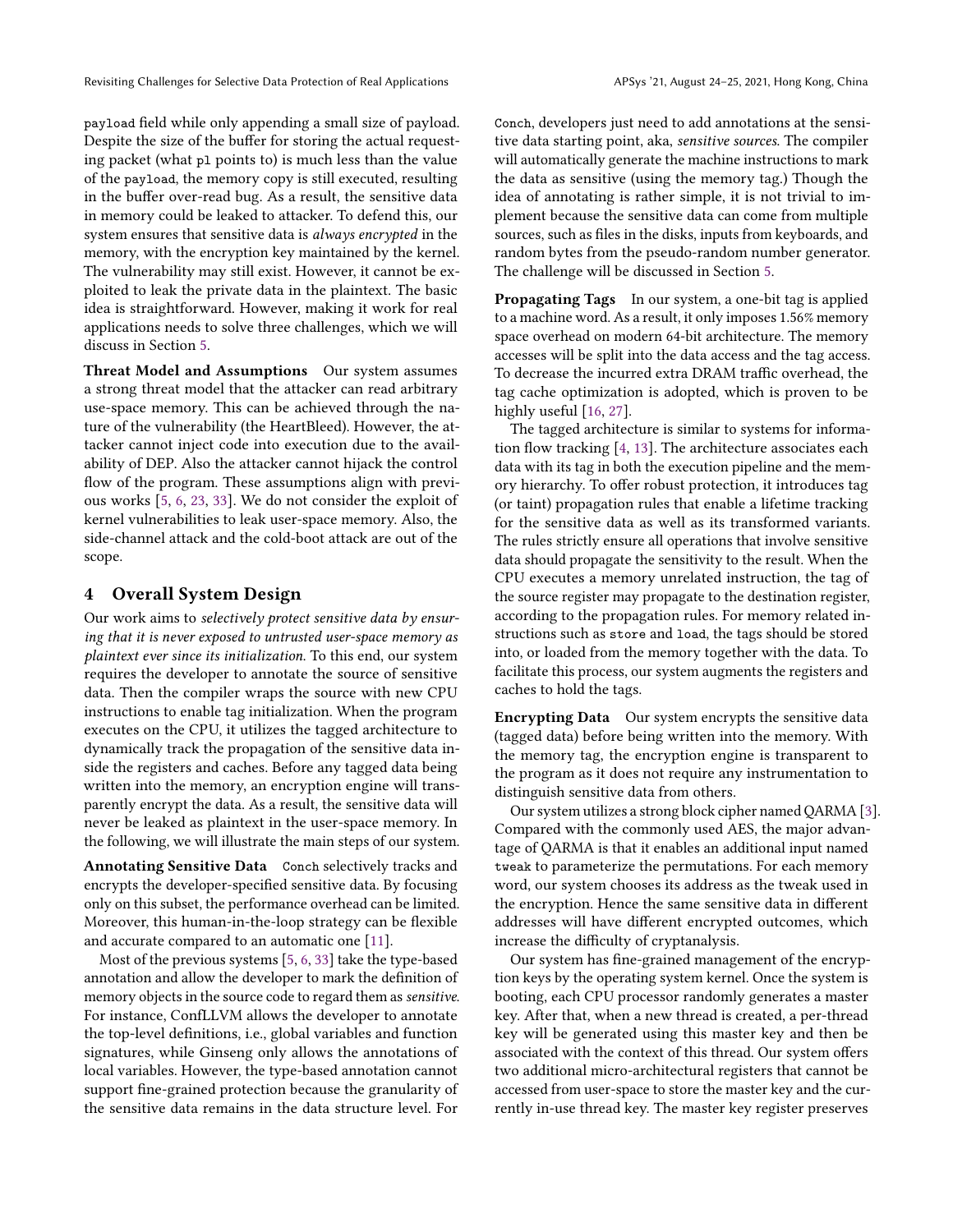payload field while only appending a small size of payload. Despite the size of the buffer for storing the actual requesting packet (what p1 points to) is much less than the value of the payload, the memory copy is still executed, resulting in the buffer over-read bug. As a result, the sensitive data in memory could be leaked to attacker. To defend this, our system ensures that sensitive data is *always encrypted* in the memory, with the encryption key maintained by the kernel. The vulnerability may still exist. However, it cannot be exploited to leak the private data in the plaintext. The basic idea is straightforward. However, making it work for real applications needs to solve three challenges, which we will discuss in Section 5.

**Threat Model and Assumptions** Our system assumes a strong threat model that the attacker can read arbitrary use-space memory. This can be achieved through the nature of the vulnerability (the HeartBleed). However, the attacker cannot inject code into execution due to the availability of DEP. Also the attacker cannot hijack the control flow of the program. These assumptions align with previous works [5, 6, 23, 33]. We do not consider the exploit of kernel vulnerabilities to leak user-space memory. Also, the side-channel attack and the cold-boot attack are out of the scope.

## 4 Overall System Design

Our work aims to *selectively protect sensitive data by ensuring that it is never exposed to untrusted user-space memory as plaintext ever since its initialization*. To this end, our system requires the developer to annotate the source of sensitive data. Then the compiler wraps the source with new CPU instructions to enable tag initialization. When the program executes on the CPU, it utilizes the tagged architecture to dynamically track the propagation of the sensitive data inside the registers and caches. Before any tagged data being written into the memory, an encryption engine will transparently encrypt the data. As a result, the sensitive data will never be leaked as plaintext in the user-space memory. In the following, we will illustrate the main steps of our system.

**Annotating Sensitive Data** Conch selectively tracks and encrypts the developer-specified sensitive data. By focusing only on this subset, the performance overhead can be limited. Moreover, this human-in-the-loop strategy can be flexible and accurate compared to an automatic one [11].

Most of the previous systems [5, 6, 33] take the type-based annotation and allow the developer to mark the definition of memory objects in the source code to regard them as *sensitive*. For instance, ConfLLVM allows the developer to annotate the top-level definitions, i.e., global variables and function signatures, while Ginseng only allows the annotations of local variables. However, the type-based annotation cannot support fine-grained protection because the granularity of the sensitive data remains in the data structure level. For Conch, developers just need to add annotations at the sensitive data starting point, aka, *sensitive sources*. The compiler will automatically generate the machine instructions to mark the data as sensitive (using the memory tag.) Though the idea of annotating is rather simple, it is not trivial to implement because the sensitive data can come from multiple sources, such as files in the disks, inputs from keyboards, and random bytes from the pseudo-random number generator. The challenge will be discussed in Section 5.

**Propagating Tags** In our system, a one-bit tag is applied to a machine word. As a result, it only imposes 1.56% memory space overhead on modern 64-bit architecture. The memory accesses will be split into the data access and the tag access. To decrease the incurred extra DRAM traffic overhead, the tag cache optimization is adopted, which is proven to be highly useful [16, 27].

The tagged architecture is similar to systems for information flow tracking [4, 13]. The architecture associates each data with its tag in both the execution pipeline and the memory hierarchy. To offer robust protection, it introduces tag (or taint) propagation rules that enable a lifetime tracking for the sensitive data as well as its transformed variants. The rules strictly ensure all operations that involve sensitive data should propagate the sensitivity to the result. When the CPU executes a memory unrelated instruction, the tag of the source register may propagate to the destination register, according to the propagation rules. For memory related instructions such as store and load, the tags should be stored into, or loaded from the memory together with the data. To facilitate this process, our system augments the registers and caches to hold the tags.

**Encrypting Data** Our system encrypts the sensitive data (tagged data) before being written into the memory. With the memory tag, the encryption engine is transparent to the program as it does not require any instrumentation to distinguish sensitive data from others.

Our system utilizes a strong block cipher named QARMA [3]. Compared with the commonly used AES, the major advantage of QARMA is that it enables an additional input named tweak to parameterize the permutations. For each memory word, our system chooses its address as the tweak used in the encryption. Hence the same sensitive data in different addresses will have different encrypted outcomes, which increase the difficulty of cryptanalysis.

Our system has fine-grained management of the encryption keys by the operating system kernel. Once the system is booting, each CPU processor randomly generates a master key. After that, when a new thread is created, a per-thread key will be generated using this master key and then be associated with the context of this thread. Our system offers two additional micro-architectural registers that cannot be accessed from user-space to store the master key and the currently in-use thread key. The master key register preserves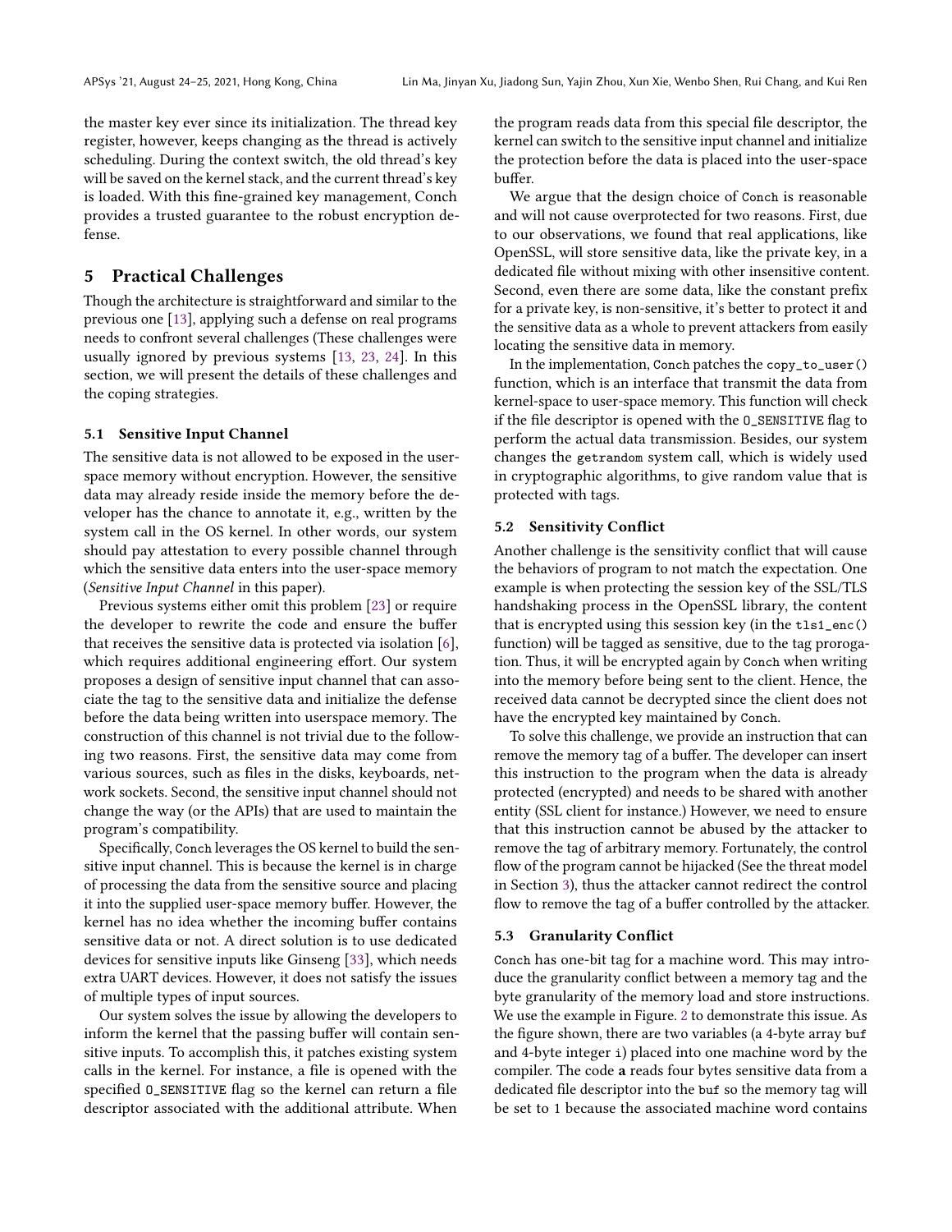the master key ever since its initialization. The thread key register, however, keeps changing as the thread is actively scheduling. During the context switch, the old thread's key will be saved on the kernel stack, and the current thread's key is loaded. With this fine-grained key management, Conch provides a trusted guarantee to the robust encryption defense.

## 5 Practical Challenges

Though the architecture is straightforward and similar to the previous one [13], applying such a defense on real programs needs to confront several challenges (These challenges were usually ignored by previous systems [13, 23, 24]. In this section, we will present the details of these challenges and the coping strategies.

### 5.1 Sensitive Input Channel

The sensitive data is not allowed to be exposed in the user-space memory without encryption. However, the sensitive data may already reside inside the memory before the developer has the chance to annotate it, e.g., written by the system call in the OS kernel. In other words, our system should pay attestation to every possible channel through which the sensitive data enters into the user-space memory (*Sensitive Input Channel* in this paper).

Previous systems either omit this problem [23] or require the developer to rewrite the code and ensure the buffer that receives the sensitive data is protected via isolation [6], which requires additional engineering effort. Our system proposes a design of sensitive input channel that can associate the tag to the sensitive data and initialize the defense before the data being written into user-space memory. The construction of this channel is not trivial due to the following two reasons. First, the sensitive data may come from various sources, such as files in the disks, keyboards, network sockets. Second, the sensitive input channel should not change the way (or the APIs) that are used to maintain the program's compatibility.

Specifically, `Conch` leverages the OS kernel to build the sensitive input channel. This is because the kernel is in charge of processing the data from the sensitive source and placing it into the supplied user-space memory buffer. However, the kernel has no idea whether the incoming buffer contains sensitive data or not. A direct solution is to use dedicated devices for sensitive inputs like Ginseng [33], which needs extra UART devices. However, it does not satisfy the issues of multiple types of input sources.

Our system solves the issue by allowing the developers to inform the kernel that the passing buffer will contain sensitive inputs. To accomplish this, it patches existing system calls in the kernel. For instance, a file is opened with the specified `O_SENSITIVE` flag so the kernel can return a file descriptor associated with the additional attribute. When the program reads data from this special file descriptor, the kernel can switch to the sensitive input channel and initialize the protection before the data is placed into the user-space buffer.

We argue that the design choice of `Conch` is reasonable and will not cause overprotected for two reasons. First, due to our observations, we found that real applications, like OpenSSL, will store sensitive data, like the private key, in a dedicated file without mixing with other insensitive content. Second, even there are some data, like the constant prefix for a private key, is non-sensitive, it's better to protect it and the sensitive data as a whole to prevent attackers from easily locating the sensitive data in memory.

In the implementation, `Conch` patches the `copy_to_user()` function, which is an interface that transmit the data from kernel-space to user-space memory. This function will check if the file descriptor is opened with the `O_SENSITIVE` flag to perform the actual data transmission. Besides, our system changes the `getrandom` system call, which is widely used in cryptographic algorithms, to give random value that is protected with tags.

### 5.2 Sensitivity Conflict

Another challenge is the sensitivity conflict that will cause the behaviors of program to not match the expectation. One example is when protecting the session key of the SSL/TLS handshaking process in the OpenSSL library, the content that is encrypted using this session key (in the `tls1_enc()` function) will be tagged as sensitive, due to the tag proprogation. Thus, it will be encrypted again by `Conch` when writing into the memory before being sent to the client. Hence, the received data cannot be decrypted since the client does not have the encrypted key maintained by `Conch`.

To solve this challenge, we provide an instruction that can remove the memory tag of a buffer. The developer can insert this instruction to the program when the data is already protected (encrypted) and needs to be shared with another entity (SSL client for instance.) However, we need to ensure that this instruction cannot be abused by the attacker to remove the tag of arbitrary memory. Fortunately, the control flow of the program cannot be hijacked (See the threat model in Section 3), thus the attacker cannot redirect the control flow to remove the tag of a buffer controlled by the attacker.

### 5.3 Granularity Conflict

`Conch` has one-bit tag for a machine word. This may introduce the granularity conflict between a memory tag and the byte granularity of the memory load and store instructions. We use the example in Figure. 2 to demonstrate this issue. As the figure shown, there are two variables (a 4-byte array `buf` and 4-byte integer `i`) placed into one machine word by the compiler. The code **a** reads four bytes sensitive data from a dedicated file descriptor into the `buf` so the memory tag will be set to 1 because the associated machine word contains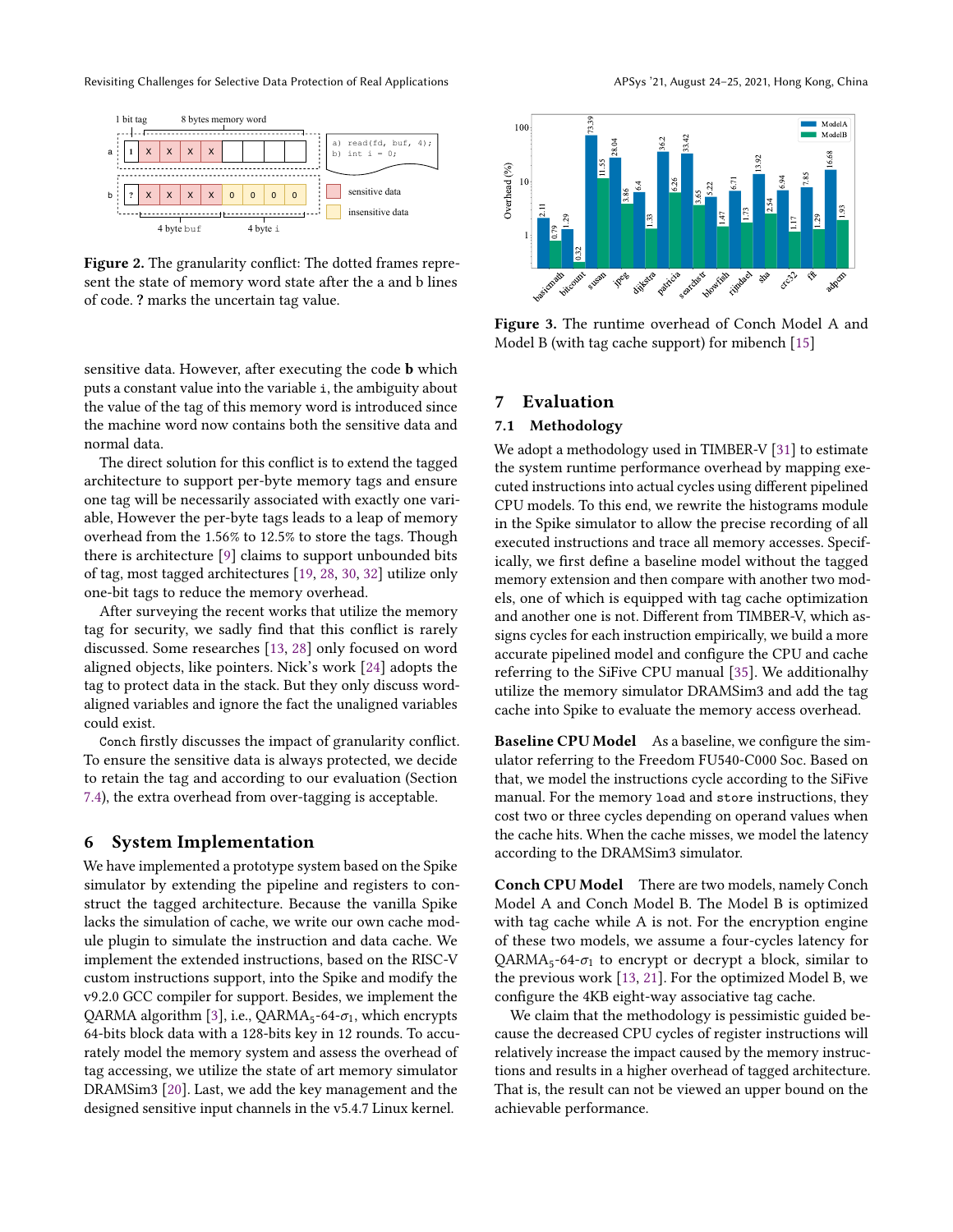**Figure 2.** The granularity conflict: The dotted frames represent the state of memory word state after the a and b lines of code. **?** marks the uncertain tag value.

sensitive data. However, after executing the code **b** which puts a constant value into the variable `i`, the ambiguity about the value of the tag of this memory word is introduced since the machine word now contains both the sensitive data and normal data.

The direct solution for this conflict is to extend the tagged architecture to support per-byte memory tags and ensure one tag will be necessarily associated with exactly one variable, However the per-byte tags leads to a leap of memory overhead from the 1.56% to 12.5% to store the tags. Though there is architecture [9] claims to support unbounded bits of tag, most tagged architectures [19, 28, 30, 32] utilize only one-bit tags to reduce the memory overhead.

After surveying the recent works that utilize the memory tag for security, we sadly find that this conflict is rarely discussed. Some researches [13, 28] only focused on word aligned objects, like pointers. Nick's work [24] adopts the tag to protect data in the stack. But they only discuss word-aligned variables and ignore the fact the unaligned variables could exist.

`Conch` firstly discusses the impact of granularity conflict. To ensure the sensitive data is always protected, we decide to retain the tag and according to our evaluation (Section 7.4), the extra overhead from over-tagging is acceptable.

## 6 System Implementation

We have implemented a prototype system based on the Spike simulator by extending the pipeline and registers to construct the tagged architecture. Because the vanilla Spike lacks the simulation of cache, we write our own cache module plugin to simulate the instruction and data cache. We implement the extended instructions, based on the RISC-V custom instructions support, into the Spike and modify the v9.2.0 GCC compiler for support. Besides, we implement the QARMA algorithm [3], i.e., QARMA$_5$-64-$\sigma_1$, which encrypts 64-bits block data with a 128-bits key in 12 rounds. To accurately model the memory system and assess the overhead of tag accessing, we utilize the state of art memory simulator DRAMSim3 [20]. Last, we add the key management and the designed sensitive input channels in the v5.4.7 Linux kernel.

**Figure 3.** The runtime overhead of Conch Model A and Model B (with tag cache support) for mibench [15]

## 7 Evaluation

### 7.1 Methodology

We adopt a methodology used in TIMBER-V [31] to estimate the system runtime performance overhead by mapping executed instructions into actual cycles using different pipelined CPU models. To this end, we rewrite the histograms module in the Spike simulator to allow the precise recording of all executed instructions and trace all memory accesses. Specifically, we first define a baseline model without the tagged memory extension and then compare with another two models, one of which is equipped with tag cache optimization and another one is not. Different from TIMBER-V, which assigns cycles for each instruction empirically, we build a more accurate pipelined model and configure the CPU and cache referring to the SiFive CPU manual [35]. We additionalhy utilize the memory simulator DRAMSim3 and add the tag cache into Spike to evaluate the memory access overhead.

**Baseline CPU Model** As a baseline, we configure the simulator referring to the Freedom FU540-C000 Soc. Based on that, we model the instructions cycle according to the SiFive manual. For the memory `load` and `store` instructions, they cost two or three cycles depending on operand values when the cache hits. When the cache misses, we model the latency according to the DRAMSim3 simulator.

**Conch CPU Model** There are two models, namely Conch Model A and Conch Model B. The Model B is optimized with tag cache while A is not. For the encryption engine of these two models, we assume a four-cycles latency for QARMA$_5$-64-$\sigma_1$ to encrypt or decrypt a block, similar to the previous work [13, 21]. For the optimized Model B, we configure the 4KB eight-way associative tag cache.

We claim that the methodology is pessimistic guided because the decreased CPU cycles of register instructions will relatively increase the impact caused by the memory instructions and results in a higher overhead of tagged architecture. That is, the result can not be viewed an upper bound on the achievable performance.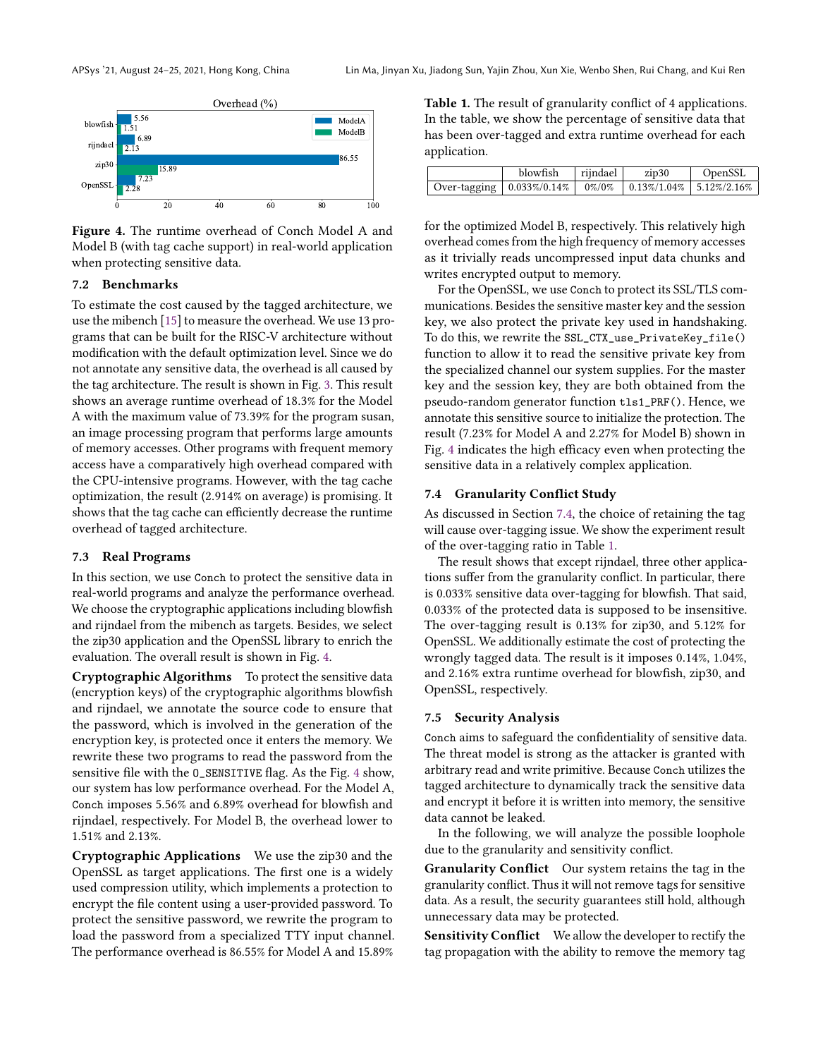Figure 4. The runtime overhead of Conch Model A and Model B (with tag cache support) in real-world application when protecting sensitive data.

### 7.2 Benchmarks

To estimate the cost caused by the tagged architecture, we use the mibench [15] to measure the overhead. We use 13 programs that can be built for the RISC-V architecture without modification with the default optimization level. Since we do not annotate any sensitive data, the overhead is all caused by the tag architecture. The result is shown in Fig. 3. This result shows an average runtime overhead of 18.3% for the Model A with the maximum value of 73.39% for the program susan, an image processing program that performs large amounts of memory accesses. Other programs with frequent memory access have a comparatively high overhead compared with the CPU-intensive programs. However, with the tag cache optimization, the result (2.914% on average) is promising. It shows that the tag cache can efficiently decrease the runtime overhead of tagged architecture.

### 7.3 Real Programs

In this section, we use Conch to protect the sensitive data in real-world programs and analyze the performance overhead. We choose the cryptographic applications including blowfish and rijndael from the mibench as targets. Besides, we select the zip30 application and the OpenSSL library to enrich the evaluation. The overall result is shown in Fig. 4.

**Cryptographic Algorithms** To protect the sensitive data (encryption keys) of the cryptographic algorithms blowfish and rijndael, we annotate the source code to ensure that the password, which is involved in the generation of the encryption key, is protected once it enters the memory. We rewrite these two programs to read the password from the sensitive file with the `O_SENSITIVE` flag. As the Fig. 4 show, our system has low performance overhead. For the Model A, Conch imposes 5.56% and 6.89% overhead for blowfish and rijndael, respectively. For Model B, the overhead lower to 1.51% and 2.13%.

**Cryptographic Applications** We use the zip30 and the OpenSSL as target applications. The first one is a widely used compression utility, which implements a protection to encrypt the file content using a user-provided password. To protect the sensitive password, we rewrite the program to load the password from a specialized TTY input channel. The performance overhead is 86.55% for Model A and 15.89% for the optimized Model B, respectively. This relatively high overhead comes from the high frequency of memory accesses as it trivially reads uncompressed input data chunks and writes encrypted output to memory.

For the OpenSSL, we use Conch to protect its SSL/TLS communications. Besides the sensitive master key and the session key, we also protect the private key used in handshaking. To do this, we rewrite the `SSL_CTX_use_PrivateKey_file()` function to allow it to read the sensitive private key from the specialized channel our system supplies. For the master key and the session key, they are both obtained from the pseudo-random generator function `tls1_PRF()`. Hence, we annotate this sensitive source to initialize the protection. The result (7.23% for Model A and 2.27% for Model B) shown in Fig. 4 indicates the high efficacy even when protecting the sensitive data in a relatively complex application.

Table 1. The result of granularity conflict of 4 applications. In the table, we show the percentage of sensitive data that has been over-tagged and extra runtime overhead for each application.

| | blowfish | rijndael | zip30 | OpenSSL |
|---|---|---|---|---|
| Over-tagging | 0.033%/0.14% | 0%/0% | 0.13%/1.04% | 5.12%/2.16% |

### 7.4 Granularity Conflict Study

As discussed in Section 7.4, the choice of retaining the tag will cause over-tagging issue. We show the experiment result of the over-tagging ratio in Table 1.

The result shows that except rijndael, three other applications suffer from the granularity conflict. In particular, there is 0.033% sensitive data over-tagging for blowfish. That said, 0.033% of the protected data is supposed to be insensitive. The over-tagging result is 0.13% for zip30, and 5.12% for OpenSSL. We additionally estimate the cost of protecting the wrongly tagged data. The result is it imposes 0.14%, 1.04%, and 2.16% extra runtime overhead for blowfish, zip30, and OpenSSL, respectively.

### 7.5 Security Analysis

Conch aims to safeguard the confidentiality of sensitive data. The threat model is strong as the attacker is granted with arbitrary read and write primitive. Because Conch utilizes the tagged architecture to dynamically track the sensitive data and encrypt it before it is written into memory, the sensitive data cannot be leaked.

In the following, we will analyze the possible loophole due to the granularity and sensitivity conflict.

**Granularity Conflict** Our system retains the tag in the granularity conflict. Thus it will not remove tags for sensitive data. As a result, the security guarantees still hold, although unnecessary data may be protected.

**Sensitivity Conflict** We allow the developer to rectify the tag propagation with the ability to remove the memory tag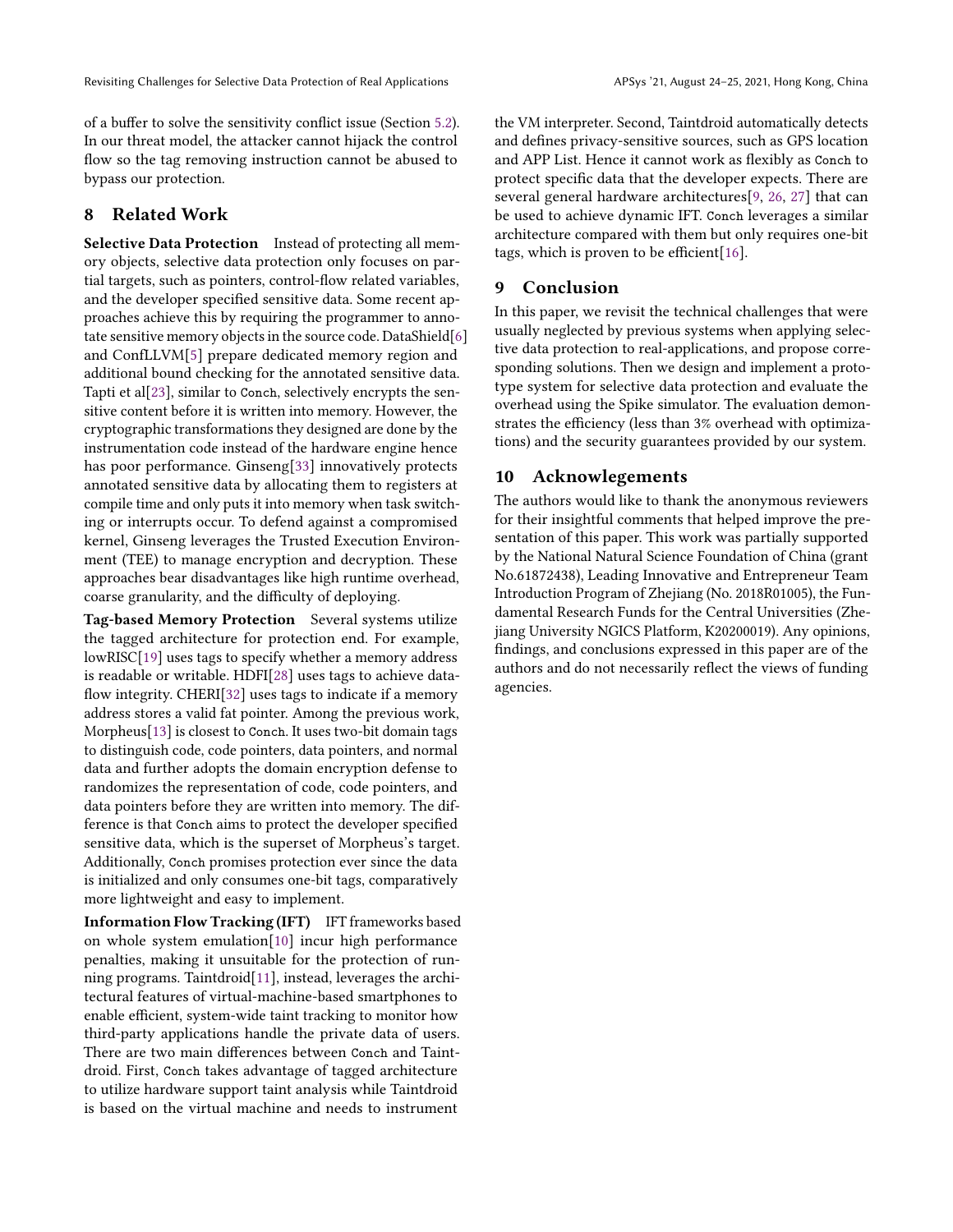of a buffer to solve the sensitivity conflict issue (Section 5.2). In our threat model, the attacker cannot hijack the control flow so the tag removing instruction cannot be abused to bypass our protection.

## 8 Related Work

**Selective Data Protection** Instead of protecting all memory objects, selective data protection only focuses on partial targets, such as pointers, control-flow related variables, and the developer specified sensitive data. Some recent approaches achieve this by requiring the programmer to annotate sensitive memory objects in the source code. DataShield[6] and ConfLLVM[5] prepare dedicated memory region and additional bound checking for the annotated sensitive data. Tapti et al[23], similar to Conch, selectively encrypts the sensitive content before it is written into memory. However, the cryptographic transformations they designed are done by the instrumentation code instead of the hardware engine hence has poor performance. Ginseng[33] innovatively protects annotated sensitive data by allocating them to registers at compile time and only puts it into memory when task switching or interrupts occur. To defend against a compromised kernel, Ginseng leverages the Trusted Execution Environment (TEE) to manage encryption and decryption. These approaches bear disadvantages like high runtime overhead, coarse granularity, and the difficulty of deploying.

**Tag-based Memory Protection** Several systems utilize the tagged architecture for protection end. For example, lowRISC[19] uses tags to specify whether a memory address is readable or writable. HDFI[28] uses tags to achieve dataflow integrity. CHERI[32] uses tags to indicate if a memory address stores a valid fat pointer. Among the previous work, Morpheus[13] is closest to Conch. It uses two-bit domain tags to distinguish code, code pointers, data pointers, and normal data and further adopts the domain encryption defense to randomizes the representation of code, code pointers, and data pointers before they are written into memory. The difference is that Conch aims to protect the developer specified sensitive data, which is the superset of Morpheus's target. Additionally, Conch promises protection ever since the data is initialized and only consumes one-bit tags, comparatively more lightweight and easy to implement.

**Information Flow Tracking (IFT)** IFT frameworks based on whole system emulation[10] incur high performance penalties, making it unsuitable for the protection of running programs. Taintdroid[11], instead, leverages the architectural features of virtual-machine-based smartphones to enable efficient, system-wide taint tracking to monitor how third-party applications handle the private data of users. There are two main differences between Conch and Taintdroid. First, Conch takes advantage of tagged architecture to utilize hardware support taint analysis while Taintdroid is based on the virtual machine and needs to instrument the VM interpreter. Second, Taintdroid automatically detects and defines privacy-sensitive sources, such as GPS location and APP List. Hence it cannot work as flexibly as Conch to protect specific data that the developer expects. There are several general hardware architectures[9, 26, 27] that can be used to achieve dynamic IFT. Conch leverages a similar architecture compared with them but only requires one-bit tags, which is proven to be efficient[16].

## 9 Conclusion

In this paper, we revisit the technical challenges that were usually neglected by previous systems when applying selective data protection to real-applications, and propose corresponding solutions. Then we design and implement a prototype system for selective data protection and evaluate the overhead using the Spike simulator. The evaluation demonstrates the efficiency (less than 3% overhead with optimizations) and the security guarantees provided by our system.

## 10 Acknowlegements

The authors would like to thank the anonymous reviewers for their insightful comments that helped improve the presentation of this paper. This work was partially supported by the National Natural Science Foundation of China (grant No.61872438), Leading Innovative and Entrepreneur Team Introduction Program of Zhejiang (No. 2018R01005), the Fundamental Research Funds for the Central Universities (Zhejiang University NGICS Platform, K20200019). Any opinions, findings, and conclusions expressed in this paper are of the authors and do not necessarily reflect the views of funding agencies.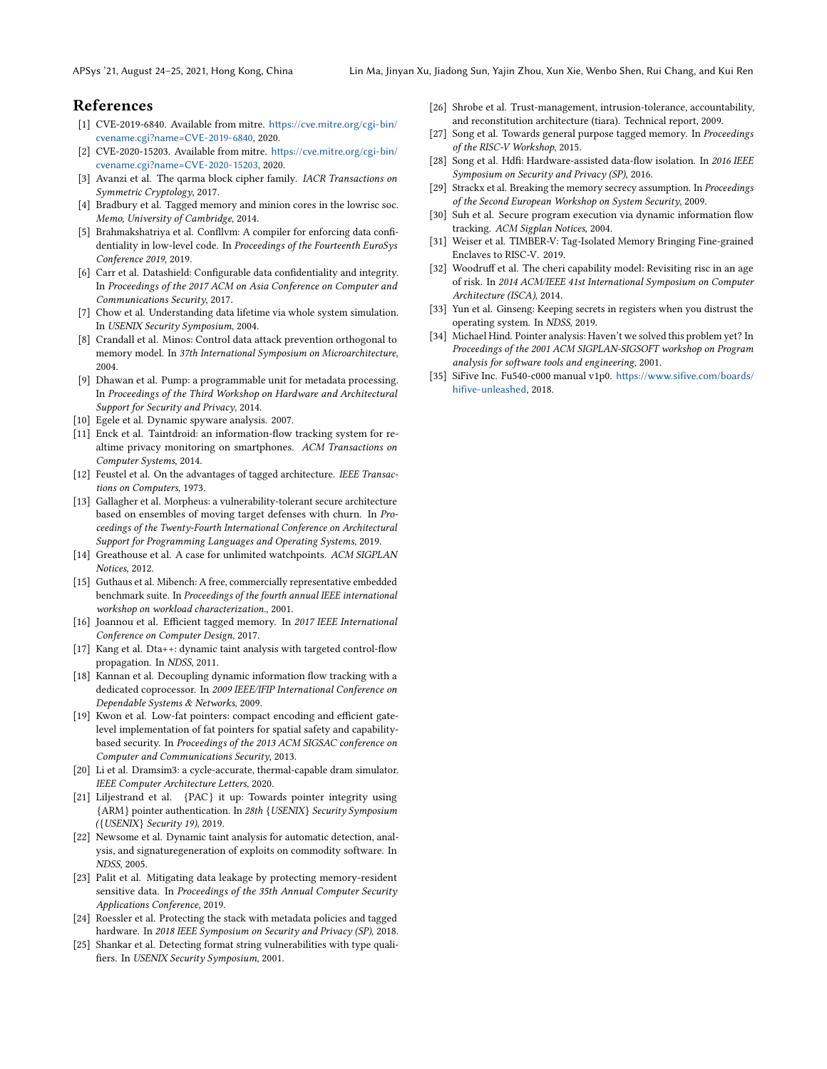## References

[1] CVE-2019-6840. Available from mitre. https://cve.mitre.org/cgi-bin/cvename.cgi?name=CVE-2019-6840, 2020.

[2] CVE-2020-15203. Available from mitre. https://cve.mitre.org/cgi-bin/cvename.cgi?name=CVE-2020-15203, 2020.

[3] Avanzi et al. The qarma block cipher family. *IACR Transactions on Symmetric Cryptology*, 2017.

[4] Bradbury et al. Tagged memory and minion cores in the lowrisc soc. *Memo, University of Cambridge*, 2014.

[5] Brahmakshatriya et al. Confllvm: A compiler for enforcing data confidentiality in low-level code. In *Proceedings of the Fourteenth EuroSys Conference 2019*, 2019.

[6] Carr et al. Datashield: Configurable data confidentiality and integrity. In *Proceedings of the 2017 ACM on Asia Conference on Computer and Communications Security*, 2017.

[7] Chow et al. Understanding data lifetime via whole system simulation. In *USENIX Security Symposium*, 2004.

[8] Crandall et al. Minos: Control data attack prevention orthogonal to memory model. In *37th International Symposium on Microarchitecture*, 2004.

[9] Dhawan et al. Pump: a programmable unit for metadata processing. In *Proceedings of the Third Workshop on Hardware and Architectural Support for Security and Privacy*, 2014.

[10] Egele et al. Dynamic spyware analysis. 2007.

[11] Enck et al. Taintdroid: an information-flow tracking system for realtime privacy monitoring on smartphones. *ACM Transactions on Computer Systems*, 2014.

[12] Feustel et al. On the advantages of tagged architecture. *IEEE Transactions on Computers*, 1973.

[13] Gallagher et al. Morpheus: a vulnerability-tolerant secure architecture based on ensembles of moving target defenses with churn. In *Proceedings of the Twenty-Fourth International Conference on Architectural Support for Programming Languages and Operating Systems*, 2019.

[14] Greathouse et al. A case for unlimited watchpoints. *ACM SIGPLAN Notices*, 2012.

[15] Guthaus et al. Mibench: A free, commercially representative embedded benchmark suite. In *Proceedings of the fourth annual IEEE international workshop on workload characterization.*, 2001.

[16] Joannou et al. Efficient tagged memory. In *2017 IEEE International Conference on Computer Design*, 2017.

[17] Kang et al. Dta++: dynamic taint analysis with targeted control-flow propagation. In *NDSS*, 2011.

[18] Kannan et al. Decoupling dynamic information flow tracking with a dedicated coprocessor. In *2009 IEEE/IFIP International Conference on Dependable Systems & Networks*, 2009.

[19] Kwon et al. Low-fat pointers: compact encoding and efficient gate-level implementation of fat pointers for spatial safety and capability-based security. In *Proceedings of the 2013 ACM SIGSAC conference on Computer and Communications Security*, 2013.

[20] Li et al. Dramsim3: a cycle-accurate, thermal-capable dram simulator. *IEEE Computer Architecture Letters*, 2020.

[21] Liljestrand et al. {PAC} it up: Towards pointer integrity using {ARM} pointer authentication. In *28th {USENIX} Security Symposium ({USENIX} Security 19)*, 2019.

[22] Newsome et al. Dynamic taint analysis for automatic detection, analysis, and signaturegeneration of exploits on commodity software. In *NDSS*, 2005.

[23] Palit et al. Mitigating data leakage by protecting memory-resident sensitive data. In *Proceedings of the 35th Annual Computer Security Applications Conference*, 2019.

[24] Roessler et al. Protecting the stack with metadata policies and tagged hardware. In *2018 IEEE Symposium on Security and Privacy (SP)*, 2018.

[25] Shankar et al. Detecting format string vulnerabilities with type qualifiers. In *USENIX Security Symposium*, 2001.

[26] Shrobe et al. Trust-management, intrusion-tolerance, accountability, and reconstitution architecture (tiara). Technical report, 2009.

[27] Song et al. Towards general purpose tagged memory. In *Proceedings of the RISC-V Workshop*, 2015.

[28] Song et al. Hdfi: Hardware-assisted data-flow isolation. In *2016 IEEE Symposium on Security and Privacy (SP)*, 2016.

[29] Strackx et al. Breaking the memory secrecy assumption. In *Proceedings of the Second European Workshop on System Security*, 2009.

[30] Suh et al. Secure program execution via dynamic information flow tracking. *ACM Sigplan Notices*, 2004.

[31] Weiser et al. TIMBER-V: Tag-Isolated Memory Bringing Fine-grained Enclaves to RISC-V. 2019.

[32] Woodruff et al. The cheri capability model: Revisiting risc in an age of risk. In *2014 ACM/IEEE 41st International Symposium on Computer Architecture (ISCA)*, 2014.

[33] Yun et al. Ginseng: Keeping secrets in registers when you distrust the operating system. In *NDSS*, 2019.

[34] Michael Hind. Pointer analysis: Haven't we solved this problem yet? In *Proceedings of the 2001 ACM SIGPLAN-SIGSOFT workshop on Program analysis for software tools and engineering*, 2001.

[35] SiFive Inc. Fu540-c000 manual v1p0. https://www.sifive.com/boards/hifive-unleashed, 2018.